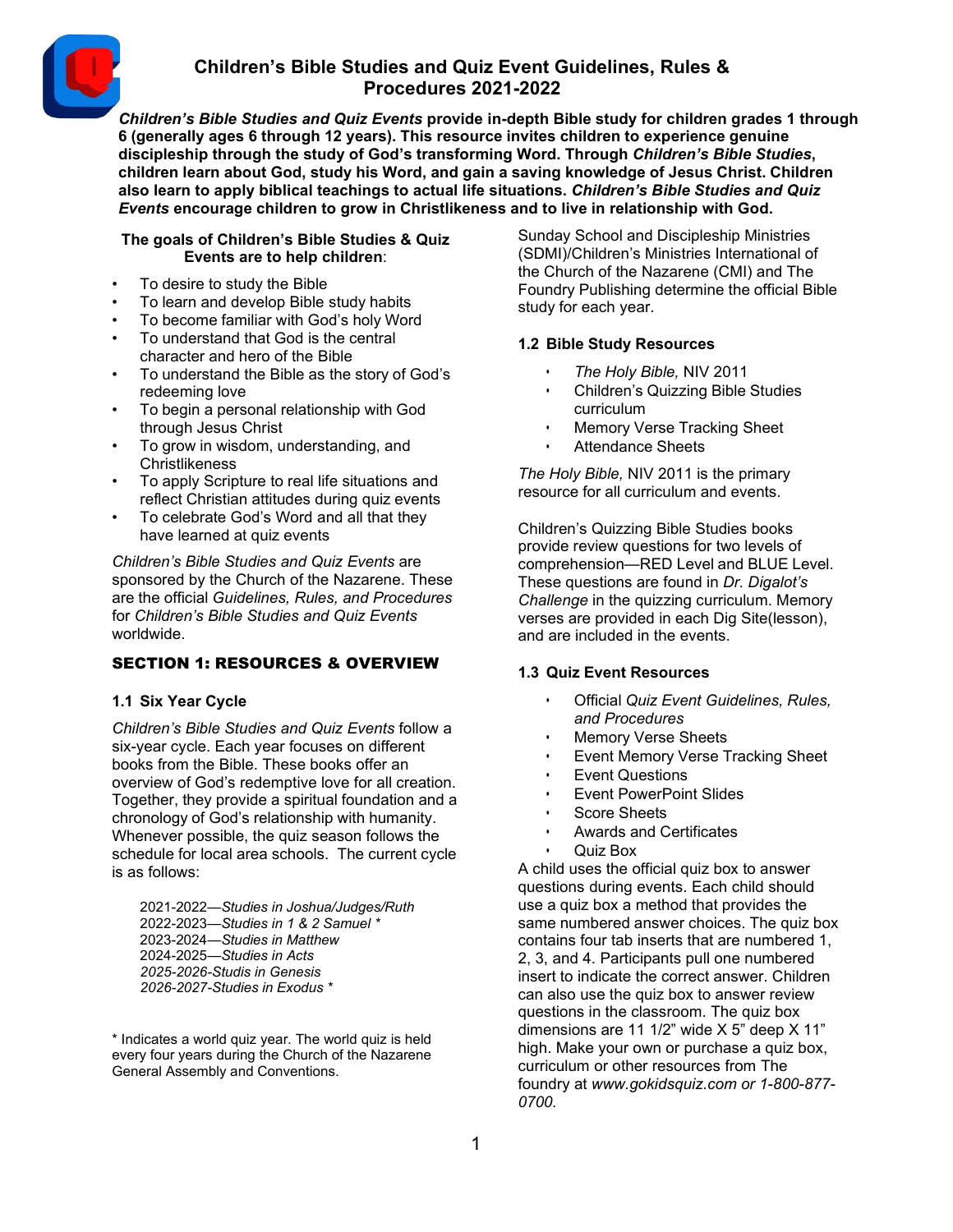# Children's Bible Studies and Quiz Event Guidelines, Rules & Procedures 2021-2022

***Children's Bible Studies and Quiz Events* provide in-depth Bible study for children grades 1 through 6 (generally ages 6 through 12 years). This resource invites children to experience genuine discipleship through the study of God's transforming Word. Through *Children's Bible Studies*, children learn about God, study his Word, and gain a saving knowledge of Jesus Christ. Children also learn to apply biblical teachings to actual life situations. *Children's Bible Studies and Quiz Events* encourage children to grow in Christlikeness and to live in relationship with God.**

**The goals of Children's Bible Studies & Quiz Events are to help children**:

- To desire to study the Bible
- To learn and develop Bible study habits
- To become familiar with God's holy Word
- To understand that God is the central character and hero of the Bible
- To understand the Bible as the story of God's redeeming love
- To begin a personal relationship with God through Jesus Christ
- To grow in wisdom, understanding, and Christlikeness
- To apply Scripture to real life situations and reflect Christian attitudes during quiz events
- To celebrate God's Word and all that they have learned at quiz events

*Children's Bible Studies and Quiz Events* are sponsored by the Church of the Nazarene. These are the official *Guidelines, Rules, and Procedures* for *Children's Bible Studies and Quiz Events* worldwide.

## SECTION 1: RESOURCES & OVERVIEW

### 1.1 Six Year Cycle

*Children's Bible Studies and Quiz Events* follow a six-year cycle. Each year focuses on different books from the Bible. These books offer an overview of God's redemptive love for all creation. Together, they provide a spiritual foundation and a chronology of God's relationship with humanity. Whenever possible, the quiz season follows the schedule for local area schools. The current cycle is as follows:

2021-2022—*Studies in Joshua/Judges/Ruth*
2022-2023—*Studies in 1 & 2 Samuel* *
2023-2024—*Studies in Matthew*
2024-2025—*Studies in Acts*
*2025-2026-Studis in Genesis*
*2026-2027-Studies in Exodus* *

\* Indicates a world quiz year. The world quiz is held every four years during the Church of the Nazarene General Assembly and Conventions.

Sunday School and Discipleship Ministries (SDMI)/Children's Ministries International of the Church of the Nazarene (CMI) and The Foundry Publishing determine the official Bible study for each year.

### 1.2 Bible Study Resources

- *The Holy Bible,* NIV 2011
- Children's Quizzing Bible Studies curriculum
- Memory Verse Tracking Sheet
- Attendance Sheets

*The Holy Bible,* NIV 2011 is the primary resource for all curriculum and events.

Children's Quizzing Bible Studies books provide review questions for two levels of comprehension—RED Level and BLUE Level. These questions are found in *Dr. Digalot's Challenge* in the quizzing curriculum. Memory verses are provided in each Dig Site(lesson), and are included in the events.

### 1.3 Quiz Event Resources

- Official *Quiz Event Guidelines, Rules, and Procedures*
- Memory Verse Sheets
- Event Memory Verse Tracking Sheet
- Event Questions
- Event PowerPoint Slides
- Score Sheets
- Awards and Certificates
- Quiz Box

A child uses the official quiz box to answer questions during events. Each child should use a quiz box a method that provides the same numbered answer choices. The quiz box contains four tab inserts that are numbered 1, 2, 3, and 4. Participants pull one numbered insert to indicate the correct answer. Children can also use the quiz box to answer review questions in the classroom. The quiz box dimensions are 11 1/2" wide X 5" deep X 11" high. Make your own or purchase a quiz box, curriculum or other resources from The foundry at *www.gokidsquiz.com or 1-800-877-0700.*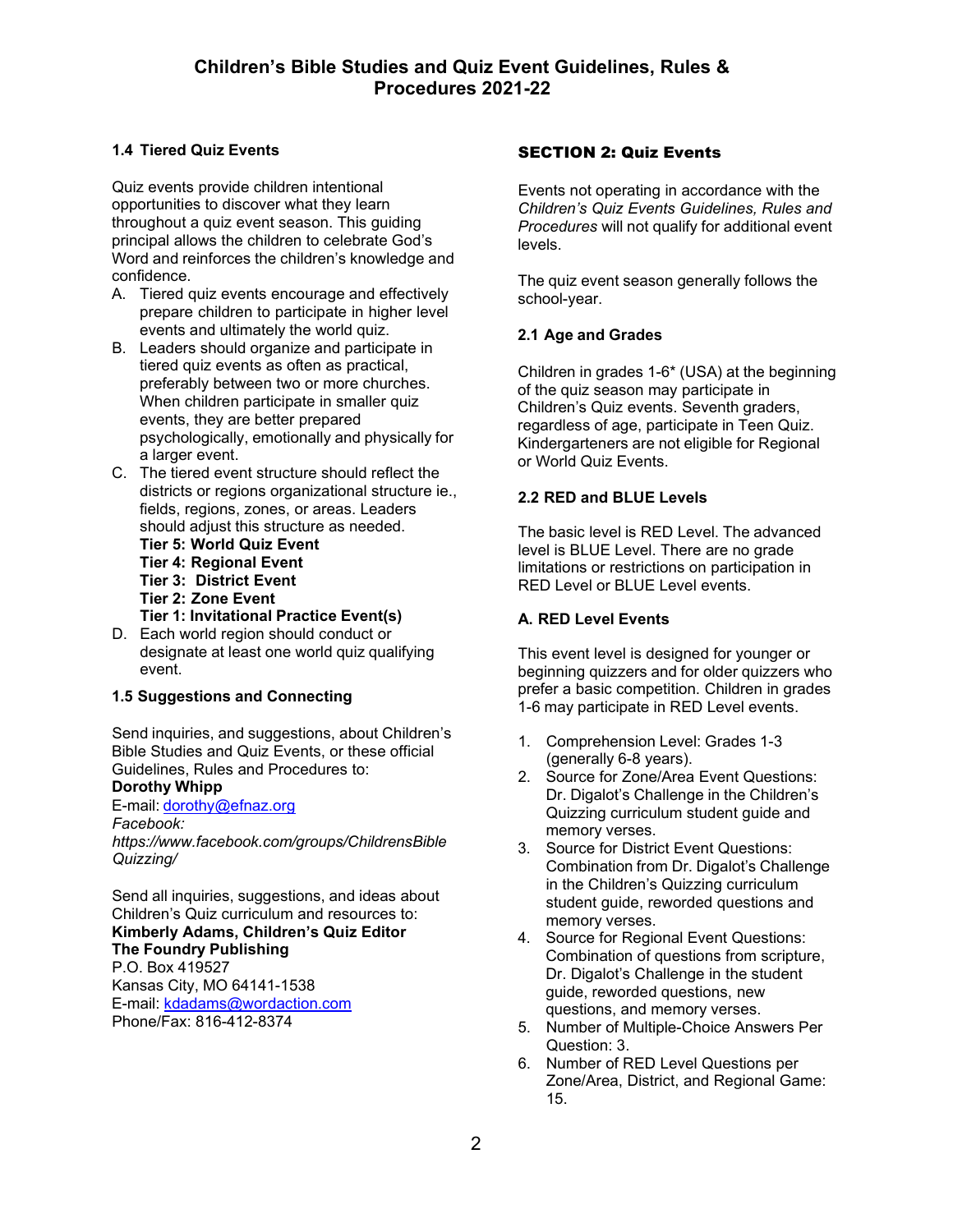### 1.4 Tiered Quiz Events

Quiz events provide children intentional opportunities to discover what they learn throughout a quiz event season. This guiding principal allows the children to celebrate God's Word and reinforces the children's knowledge and confidence.

A. Tiered quiz events encourage and effectively prepare children to participate in higher level events and ultimately the world quiz.
B. Leaders should organize and participate in tiered quiz events as often as practical, preferably between two or more churches. When children participate in smaller quiz events, they are better prepared psychologically, emotionally and physically for a larger event.
C. The tiered event structure should reflect the districts or regions organizational structure ie., fields, regions, zones, or areas. Leaders should adjust this structure as needed.
   **Tier 5: World Quiz Event**
   **Tier 4: Regional Event**
   **Tier 3: District Event**
   **Tier 2: Zone Event**
   **Tier 1: Invitational Practice Event(s)**
D. Each world region should conduct or designate at least one world quiz qualifying event.

### 1.5 Suggestions and Connecting

Send inquiries, and suggestions, about Children's Bible Studies and Quiz Events, or these official Guidelines, Rules and Procedures to:
**Dorothy Whipp**
E-mail: dorothy@efnaz.org
*Facebook:*
*https://www.facebook.com/groups/ChildrensBibleQuizzing/*

Send all inquiries, suggestions, and ideas about Children's Quiz curriculum and resources to:
**Kimberly Adams, Children's Quiz Editor**
**The Foundry Publishing**
P.O. Box 419527
Kansas City, MO 64141-1538
E-mail: kdadams@wordaction.com
Phone/Fax: 816-412-8374

## SECTION 2: Quiz Events

Events not operating in accordance with the *Children's Quiz Events Guidelines, Rules and Procedures* will not qualify for additional event levels.

The quiz event season generally follows the school-year.

### 2.1 Age and Grades

Children in grades 1-6* (USA) at the beginning of the quiz season may participate in Children's Quiz events. Seventh graders, regardless of age, participate in Teen Quiz. Kindergarteners are not eligible for Regional or World Quiz Events.

### 2.2 RED and BLUE Levels

The basic level is RED Level. The advanced level is BLUE Level. There are no grade limitations or restrictions on participation in RED Level or BLUE Level events.

### A. RED Level Events

This event level is designed for younger or beginning quizzers and for older quizzers who prefer a basic competition. Children in grades 1-6 may participate in RED Level events.

1. Comprehension Level: Grades 1-3 (generally 6-8 years).
2. Source for Zone/Area Event Questions: Dr. Digalot's Challenge in the Children's Quizzing curriculum student guide and memory verses.
3. Source for District Event Questions: Combination from Dr. Digalot's Challenge in the Children's Quizzing curriculum student guide, reworded questions and memory verses.
4. Source for Regional Event Questions: Combination of questions from scripture, Dr. Digalot's Challenge in the student guide, reworded questions, new questions, and memory verses.
5. Number of Multiple-Choice Answers Per Question: 3.
6. Number of RED Level Questions per Zone/Area, District, and Regional Game: 15.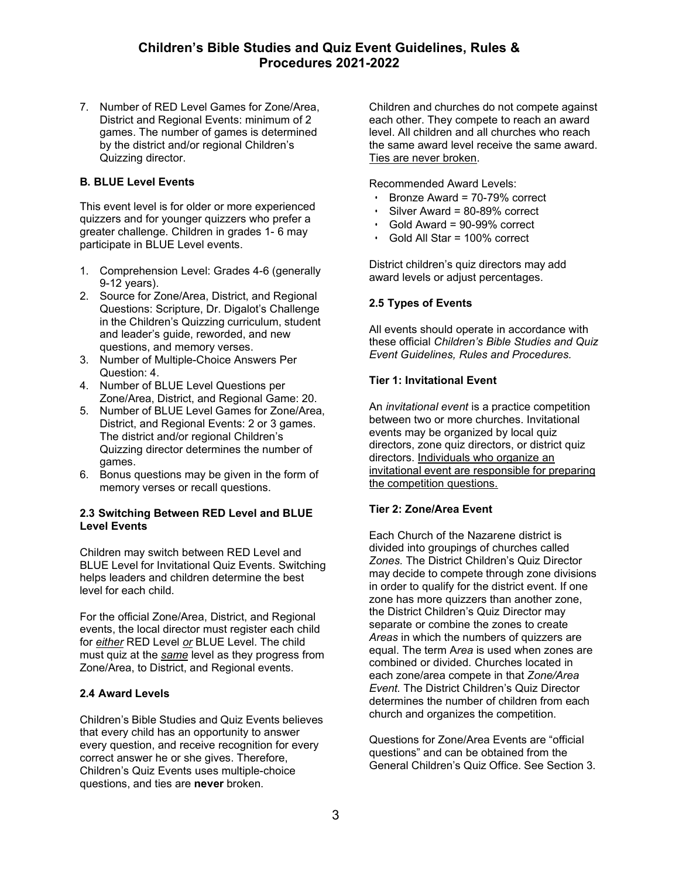7. Number of RED Level Games for Zone/Area, District and Regional Events: minimum of 2 games. The number of games is determined by the district and/or regional Children's Quizzing director.

**B. BLUE Level Events**

This event level is for older or more experienced quizzers and for younger quizzers who prefer a greater challenge. Children in grades 1- 6 may participate in BLUE Level events.

1. Comprehension Level: Grades 4-6 (generally 9-12 years).
2. Source for Zone/Area, District, and Regional Questions: Scripture, Dr. Digalot's Challenge in the Children's Quizzing curriculum, student and leader's guide, reworded, and new questions, and memory verses.
3. Number of Multiple-Choice Answers Per Question: 4.
4. Number of BLUE Level Questions per Zone/Area, District, and Regional Game: 20.
5. Number of BLUE Level Games for Zone/Area, District, and Regional Events: 2 or 3 games. The district and/or regional Children's Quizzing director determines the number of games.
6. Bonus questions may be given in the form of memory verses or recall questions.

### 2.3 Switching Between RED Level and BLUE Level Events

Children may switch between RED Level and BLUE Level for Invitational Quiz Events. Switching helps leaders and children determine the best level for each child.

For the official Zone/Area, District, and Regional events, the local director must register each child for *either* RED Level *or* BLUE Level. The child must quiz at the *same* level as they progress from Zone/Area, to District, and Regional events.

### 2.4 Award Levels

Children's Bible Studies and Quiz Events believes that every child has an opportunity to answer every question, and receive recognition for every correct answer he or she gives. Therefore, Children's Quiz Events uses multiple-choice questions, and ties are **never** broken.

Children and churches do not compete against each other. They compete to reach an award level. All children and all churches who reach the same award level receive the same award. Ties are never broken.

Recommended Award Levels:

- Bronze Award = 70-79% correct
- Silver Award = 80-89% correct
- Gold Award = 90-99% correct
- Gold All Star = 100% correct

District children's quiz directors may add award levels or adjust percentages.

### 2.5 Types of Events

All events should operate in accordance with these official *Children's Bible Studies and Quiz Event Guidelines, Rules and Procedures.*

**Tier 1: Invitational Event**

An *invitational event* is a practice competition between two or more churches. Invitational events may be organized by local quiz directors, zone quiz directors, or district quiz directors. Individuals who organize an invitational event are responsible for preparing the competition questions.

**Tier 2: Zone/Area Event**

Each Church of the Nazarene district is divided into groupings of churches called *Zones.* The District Children's Quiz Director may decide to compete through zone divisions in order to qualify for the district event. If one zone has more quizzers than another zone, the District Children's Quiz Director may separate or combine the zones to create *Areas* in which the numbers of quizzers are equal. The term A*rea* is used when zones are combined or divided. Churches located in each zone/area compete in that *Zone/Area Event.* The District Children's Quiz Director determines the number of children from each church and organizes the competition.

Questions for Zone/Area Events are "official questions" and can be obtained from the General Children's Quiz Office. See Section 3.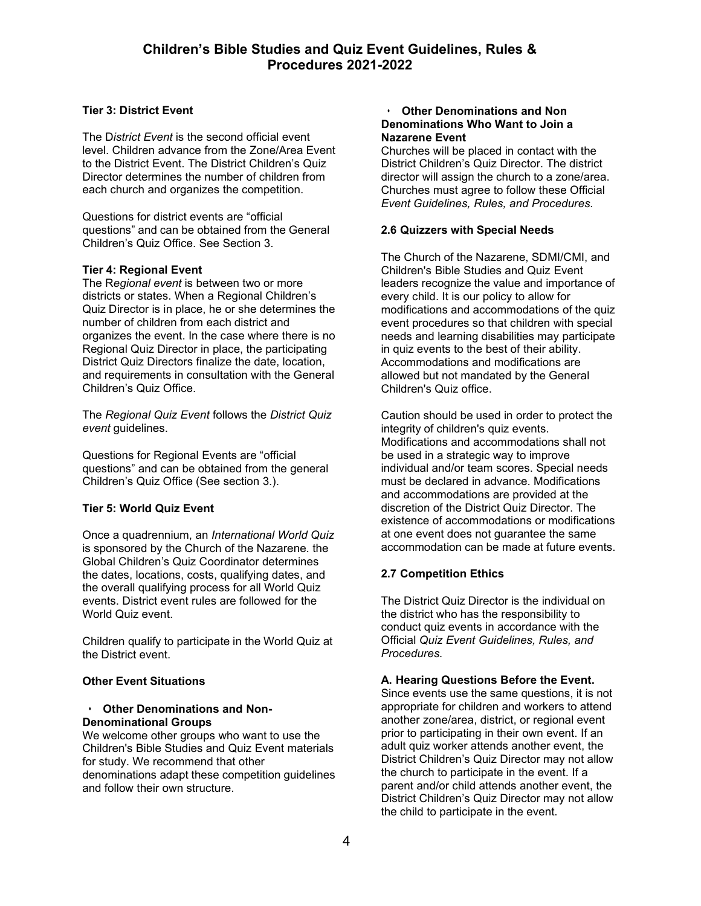### Tier 3: District Event

The D*istrict Event* is the second official event level. Children advance from the Zone/Area Event to the District Event. The District Children's Quiz Director determines the number of children from each church and organizes the competition.

Questions for district events are "official questions" and can be obtained from the General Children's Quiz Office. See Section 3.

### Tier 4: Regional Event

The R*egional event* is between two or more districts or states. When a Regional Children's Quiz Director is in place, he or she determines the number of children from each district and organizes the event. In the case where there is no Regional Quiz Director in place, the participating District Quiz Directors finalize the date, location, and requirements in consultation with the General Children's Quiz Office.

The *Regional Quiz Event* follows the *District Quiz event* guidelines.

Questions for Regional Events are "official questions" and can be obtained from the general Children's Quiz Office (See section 3.).

### Tier 5: World Quiz Event

Once a quadrennium, an *International World Quiz* is sponsored by the Church of the Nazarene. the Global Children's Quiz Coordinator determines the dates, locations, costs, qualifying dates, and the overall qualifying process for all World Quiz events. District event rules are followed for the World Quiz event.

Children qualify to participate in the World Quiz at the District event.

### Other Event Situations

- **Other Denominations and Non-Denominational Groups**
  We welcome other groups who want to use the Children's Bible Studies and Quiz Event materials for study. We recommend that other denominations adapt these competition guidelines and follow their own structure.

- **Other Denominations and Non Denominations Who Want to Join a Nazarene Event**
  Churches will be placed in contact with the District Children's Quiz Director. The district director will assign the church to a zone/area. Churches must agree to follow these Official *Event Guidelines, Rules, and Procedures.*

### 2.6 Quizzers with Special Needs

The Church of the Nazarene, SDMI/CMI, and Children's Bible Studies and Quiz Event leaders recognize the value and importance of every child. It is our policy to allow for modifications and accommodations of the quiz event procedures so that children with special needs and learning disabilities may participate in quiz events to the best of their ability. Accommodations and modifications are allowed but not mandated by the General Children's Quiz office.

Caution should be used in order to protect the integrity of children's quiz events. Modifications and accommodations shall not be used in a strategic way to improve individual and/or team scores. Special needs must be declared in advance. Modifications and accommodations are provided at the discretion of the District Quiz Director. The existence of accommodations or modifications at one event does not guarantee the same accommodation can be made at future events.

### 2.7 Competition Ethics

The District Quiz Director is the individual on the district who has the responsibility to conduct quiz events in accordance with the Official *Quiz Event Guidelines, Rules, and Procedures.*

**A. Hearing Questions Before the Event.**
Since events use the same questions, it is not appropriate for children and workers to attend another zone/area, district, or regional event prior to participating in their own event. If an adult quiz worker attends another event, the District Children's Quiz Director may not allow the church to participate in the event. If a parent and/or child attends another event, the District Children's Quiz Director may not allow the child to participate in the event.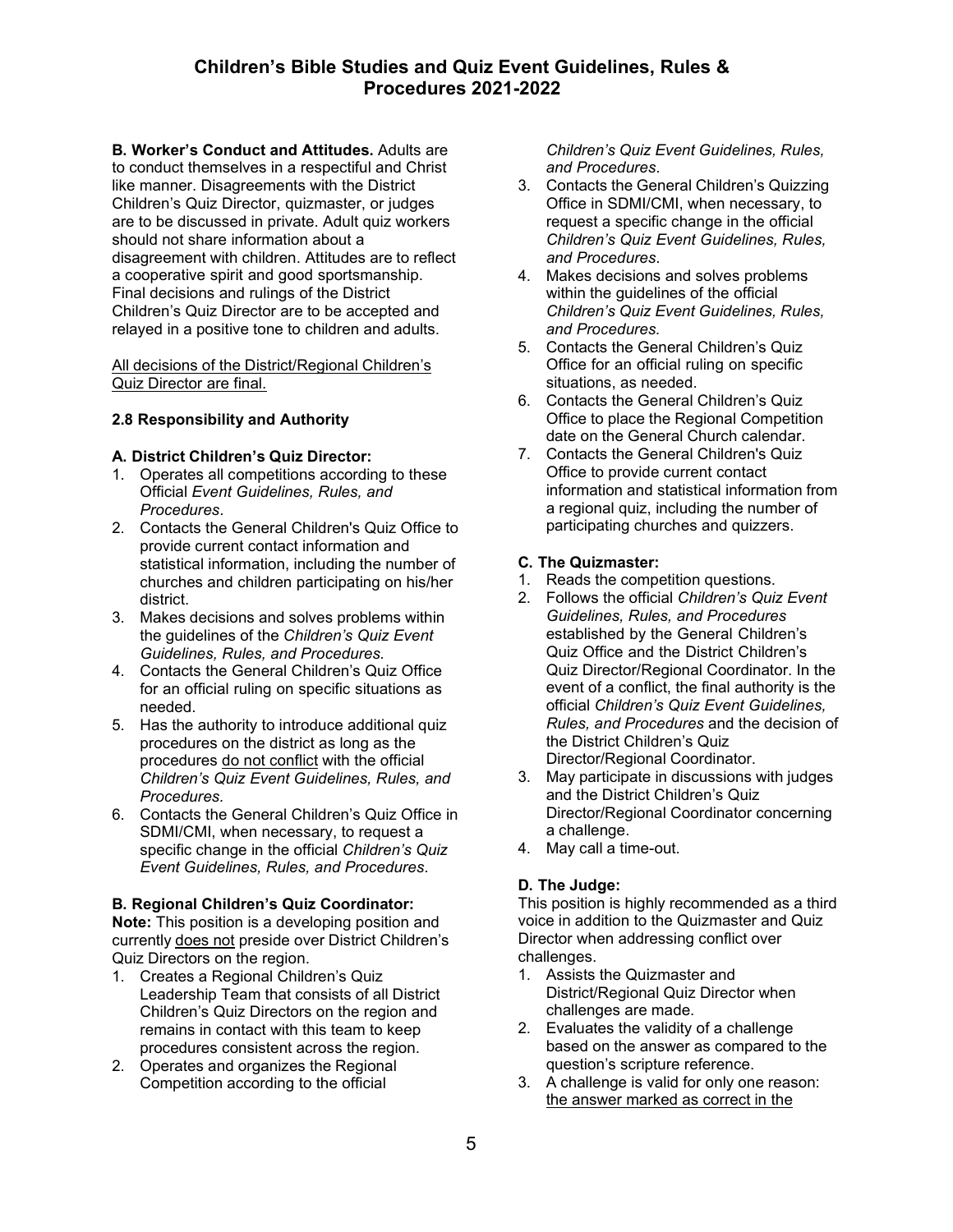**B. Worker's Conduct and Attitudes.** Adults are to conduct themselves in a respectful and Christ like manner. Disagreements with the District Children's Quiz Director, quizmaster, or judges are to be discussed in private. Adult quiz workers should not share information about a disagreement with children. Attitudes are to reflect a cooperative spirit and good sportsmanship. Final decisions and rulings of the District Children's Quiz Director are to be accepted and relayed in a positive tone to children and adults.

<u>All decisions of the District/Regional Children's Quiz Director are final.</u>

### 2.8 Responsibility and Authority

**A. District Children's Quiz Director:**

1. Operates all competitions according to these Official *Event Guidelines, Rules, and Procedures*.
2. Contacts the General Children's Quiz Office to provide current contact information and statistical information, including the number of churches and children participating on his/her district.
3. Makes decisions and solves problems within the guidelines of the *Children's Quiz Event Guidelines, Rules, and Procedures.*
4. Contacts the General Children's Quiz Office for an official ruling on specific situations as needed.
5. Has the authority to introduce additional quiz procedures on the district as long as the procedures <u>do not conflict</u> with the official *Children's Quiz Event Guidelines, Rules, and Procedures.*
6. Contacts the General Children's Quiz Office in SDMI/CMI, when necessary, to request a specific change in the official *Children's Quiz Event Guidelines, Rules, and Procedures*.

**B. Regional Children's Quiz Coordinator:**

**Note:** This position is a developing position and currently <u>does not</u> preside over District Children's Quiz Directors on the region.

1. Creates a Regional Children's Quiz Leadership Team that consists of all District Children's Quiz Directors on the region and remains in contact with this team to keep procedures consistent across the region.
2. Operates and organizes the Regional Competition according to the official *Children's Quiz Event Guidelines, Rules, and Procedures*.
3. Contacts the General Children's Quizzing Office in SDMI/CMI, when necessary, to request a specific change in the official *Children's Quiz Event Guidelines, Rules, and Procedures*.
4. Makes decisions and solves problems within the guidelines of the official *Children's Quiz Event Guidelines, Rules, and Procedures.*
5. Contacts the General Children's Quiz Office for an official ruling on specific situations, as needed.
6. Contacts the General Children's Quiz Office to place the Regional Competition date on the General Church calendar.
7. Contacts the General Children's Quiz Office to provide current contact information and statistical information from a regional quiz, including the number of participating churches and quizzers.

**C. The Quizmaster:**

1. Reads the competition questions.
2. Follows the official *Children's Quiz Event Guidelines, Rules, and Procedures* established by the General Children's Quiz Office and the District Children's Quiz Director/Regional Coordinator. In the event of a conflict, the final authority is the official *Children's Quiz Event Guidelines, Rules, and Procedures* and the decision of the District Children's Quiz Director/Regional Coordinator.
3. May participate in discussions with judges and the District Children's Quiz Director/Regional Coordinator concerning a challenge.
4. May call a time-out.

**D. The Judge:**

This position is highly recommended as a third voice in addition to the Quizmaster and Quiz Director when addressing conflict over challenges.

1. Assists the Quizmaster and District/Regional Quiz Director when challenges are made.
2. Evaluates the validity of a challenge based on the answer as compared to the question's scripture reference.
3. A challenge is valid for only one reason: <u>the answer marked as correct in the</u>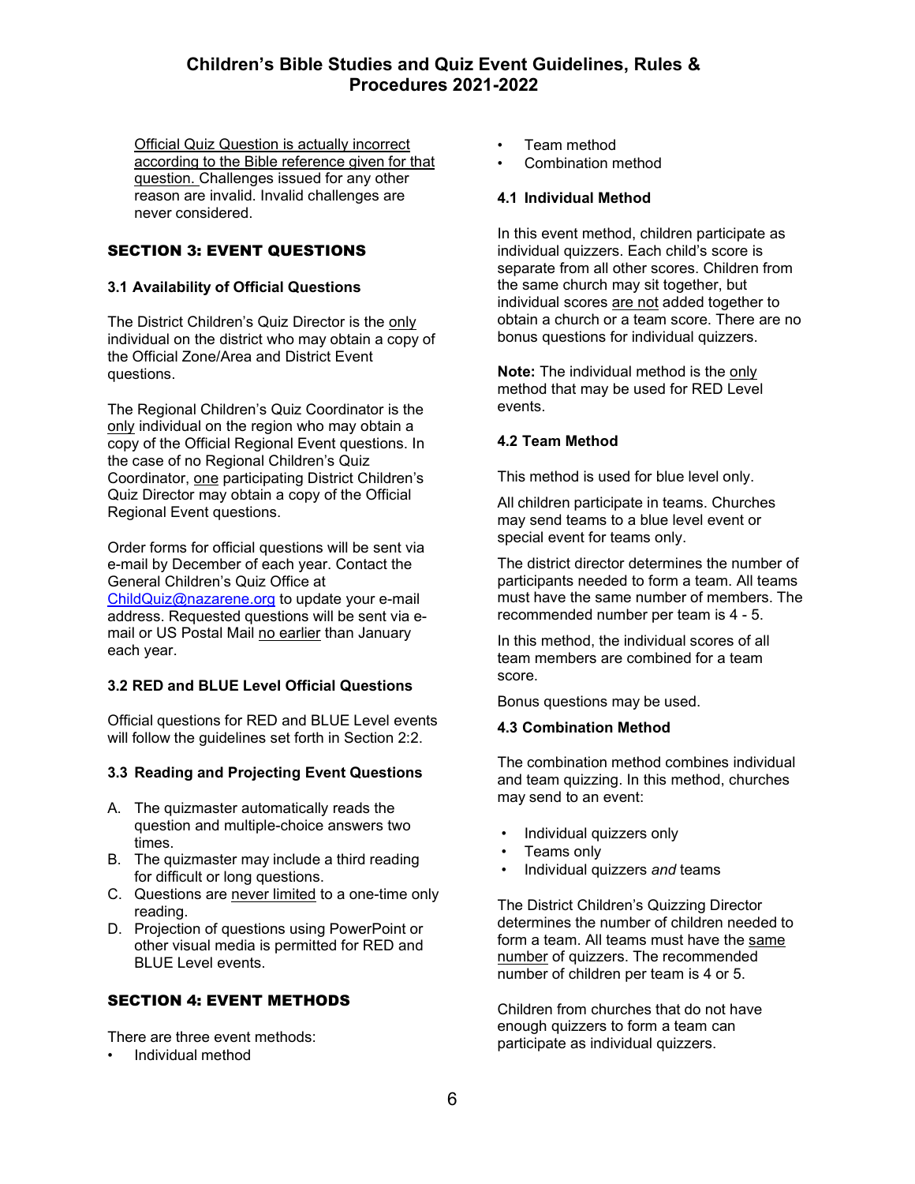Official Quiz Question is actually incorrect according to the Bible reference given for that question. Challenges issued for any other reason are invalid. Invalid challenges are never considered.

## SECTION 3: EVENT QUESTIONS

### 3.1 Availability of Official Questions

The District Children's Quiz Director is the only individual on the district who may obtain a copy of the Official Zone/Area and District Event questions.

The Regional Children's Quiz Coordinator is the only individual on the region who may obtain a copy of the Official Regional Event questions. In the case of no Regional Children's Quiz Coordinator, one participating District Children's Quiz Director may obtain a copy of the Official Regional Event questions.

Order forms for official questions will be sent via e-mail by December of each year. Contact the General Children's Quiz Office at ChildQuiz@nazarene.org to update your e-mail address. Requested questions will be sent via e-mail or US Postal Mail no earlier than January each year.

### 3.2 RED and BLUE Level Official Questions

Official questions for RED and BLUE Level events will follow the guidelines set forth in Section 2:2.

### 3.3 Reading and Projecting Event Questions

A. The quizmaster automatically reads the question and multiple-choice answers two times.
B. The quizmaster may include a third reading for difficult or long questions.
C. Questions are never limited to a one-time only reading.
D. Projection of questions using PowerPoint or other visual media is permitted for RED and BLUE Level events.

## SECTION 4: EVENT METHODS

There are three event methods:

- Individual method
- Team method
- Combination method

### 4.1 Individual Method

In this event method, children participate as individual quizzers. Each child's score is separate from all other scores. Children from the same church may sit together, but individual scores are not added together to obtain a church or a team score. There are no bonus questions for individual quizzers.

**Note:** The individual method is the only method that may be used for RED Level events.

### 4.2 Team Method

This method is used for blue level only.

All children participate in teams. Churches may send teams to a blue level event or special event for teams only.

The district director determines the number of participants needed to form a team. All teams must have the same number of members. The recommended number per team is 4 - 5.

In this method, the individual scores of all team members are combined for a team score.

Bonus questions may be used.

### 4.3 Combination Method

The combination method combines individual and team quizzing. In this method, churches may send to an event:

- Individual quizzers only
- Teams only
- Individual quizzers *and* teams

The District Children's Quizzing Director determines the number of children needed to form a team. All teams must have the same number of quizzers. The recommended number of children per team is 4 or 5.

Children from churches that do not have enough quizzers to form a team can participate as individual quizzers.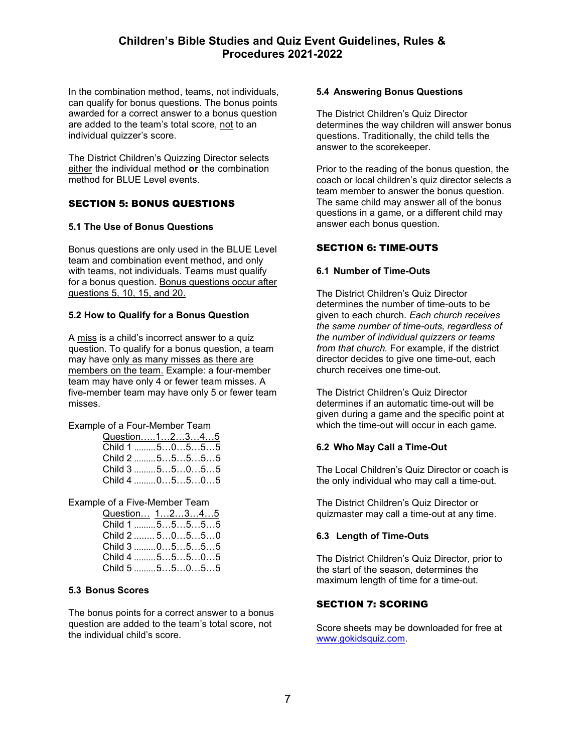In the combination method, teams, not individuals, can qualify for bonus questions. The bonus points awarded for a correct answer to a bonus question are added to the team's total score, not to an individual quizzer's score.

The District Children's Quizzing Director selects either the individual method **or** the combination method for BLUE Level events.

## SECTION 5: BONUS QUESTIONS

### 5.1 The Use of Bonus Questions

Bonus questions are only used in the BLUE Level team and combination event method, and only with teams, not individuals. Teams must qualify for a bonus question. Bonus questions occur after questions 5, 10, 15, and 20.

### 5.2 How to Qualify for a Bonus Question

A miss is a child's incorrect answer to a quiz question. To qualify for a bonus question, a team may have only as many misses as there are members on the team. Example: a four-member team may have only 4 or fewer team misses. A five-member team may have only 5 or fewer team misses.

Example of a Four-Member Team

| Question | 1 | 2 | 3 | 4 | 5 |
|---|---|---|---|---|---|
| Child 1 | 5 | 0 | 5 | 5 | 5 |
| Child 2 | 5 | 5 | 5 | 5 | 5 |
| Child 3 | 5 | 5 | 0 | 5 | 5 |
| Child 4 | 0 | 5 | 5 | 0 | 5 |

Example of a Five-Member Team

| Question | 1 | 2 | 3 | 4 | 5 |
|---|---|---|---|---|---|
| Child 1 | 5 | 5 | 5 | 5 | 5 |
| Child 2 | 5 | 0 | 5 | 5 | 0 |
| Child 3 | 0 | 5 | 5 | 5 | 5 |
| Child 4 | 5 | 5 | 5 | 0 | 5 |
| Child 5 | 5 | 5 | 0 | 5 | 5 |

### 5.3 Bonus Scores

The bonus points for a correct answer to a bonus question are added to the team's total score, not the individual child's score.

### 5.4 Answering Bonus Questions

The District Children's Quiz Director determines the way children will answer bonus questions. Traditionally, the child tells the answer to the scorekeeper.

Prior to the reading of the bonus question, the coach or local children's quiz director selects a team member to answer the bonus question. The same child may answer all of the bonus questions in a game, or a different child may answer each bonus question.

## SECTION 6: TIME-OUTS

### 6.1 Number of Time-Outs

The District Children's Quiz Director determines the number of time-outs to be given to each church. *Each church receives the same number of time-outs, regardless of the number of individual quizzers or teams from that church.* For example, if the district director decides to give one time-out, each church receives one time-out.

The District Children's Quiz Director determines if an automatic time-out will be given during a game and the specific point at which the time-out will occur in each game.

### 6.2 Who May Call a Time-Out

The Local Children's Quiz Director or coach is the only individual who may call a time-out.

The District Children's Quiz Director or quizmaster may call a time-out at any time.

### 6.3 Length of Time-Outs

The District Children's Quiz Director, prior to the start of the season, determines the maximum length of time for a time-out.

## SECTION 7: SCORING

Score sheets may be downloaded for free at www.gokidsquiz.com.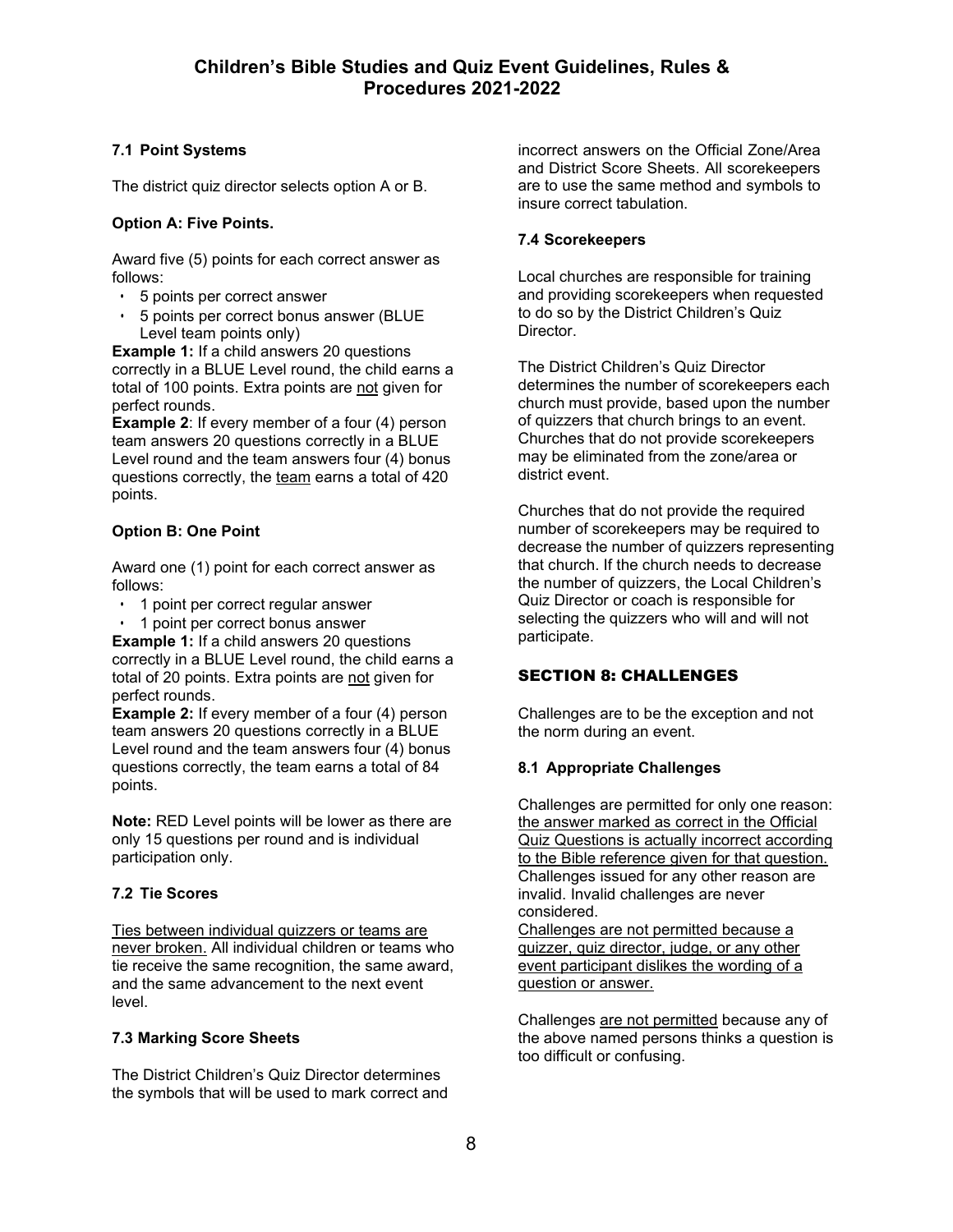### 7.1 Point Systems

The district quiz director selects option A or B.

#### Option A: Five Points.

Award five (5) points for each correct answer as follows:

- 5 points per correct answer
- 5 points per correct bonus answer (BLUE Level team points only)

**Example 1:** If a child answers 20 questions correctly in a BLUE Level round, the child earns a total of 100 points. Extra points are not given for perfect rounds.

**Example 2**: If every member of a four (4) person team answers 20 questions correctly in a BLUE Level round and the team answers four (4) bonus questions correctly, the team earns a total of 420 points.

#### Option B: One Point

Award one (1) point for each correct answer as follows:

- 1 point per correct regular answer
- 1 point per correct bonus answer

**Example 1:** If a child answers 20 questions correctly in a BLUE Level round, the child earns a total of 20 points. Extra points are not given for perfect rounds.

**Example 2:** If every member of a four (4) person team answers 20 questions correctly in a BLUE Level round and the team answers four (4) bonus questions correctly, the team earns a total of 84 points.

**Note:** RED Level points will be lower as there are only 15 questions per round and is individual participation only.

### 7.2 Tie Scores

Ties between individual quizzers or teams are never broken. All individual children or teams who tie receive the same recognition, the same award, and the same advancement to the next event level.

### 7.3 Marking Score Sheets

The District Children's Quiz Director determines the symbols that will be used to mark correct and incorrect answers on the Official Zone/Area and District Score Sheets. All scorekeepers are to use the same method and symbols to insure correct tabulation.

### 7.4 Scorekeepers

Local churches are responsible for training and providing scorekeepers when requested to do so by the District Children's Quiz Director.

The District Children's Quiz Director determines the number of scorekeepers each church must provide, based upon the number of quizzers that church brings to an event. Churches that do not provide scorekeepers may be eliminated from the zone/area or district event.

Churches that do not provide the required number of scorekeepers may be required to decrease the number of quizzers representing that church. If the church needs to decrease the number of quizzers, the Local Children's Quiz Director or coach is responsible for selecting the quizzers who will and will not participate.

## SECTION 8: CHALLENGES

Challenges are to be the exception and not the norm during an event.

### 8.1 Appropriate Challenges

Challenges are permitted for only one reason: the answer marked as correct in the Official Quiz Questions is actually incorrect according to the Bible reference given for that question. Challenges issued for any other reason are invalid. Invalid challenges are never considered.

Challenges are not permitted because a quizzer, quiz director, judge, or any other event participant dislikes the wording of a question or answer.

Challenges are not permitted because any of the above named persons thinks a question is too difficult or confusing.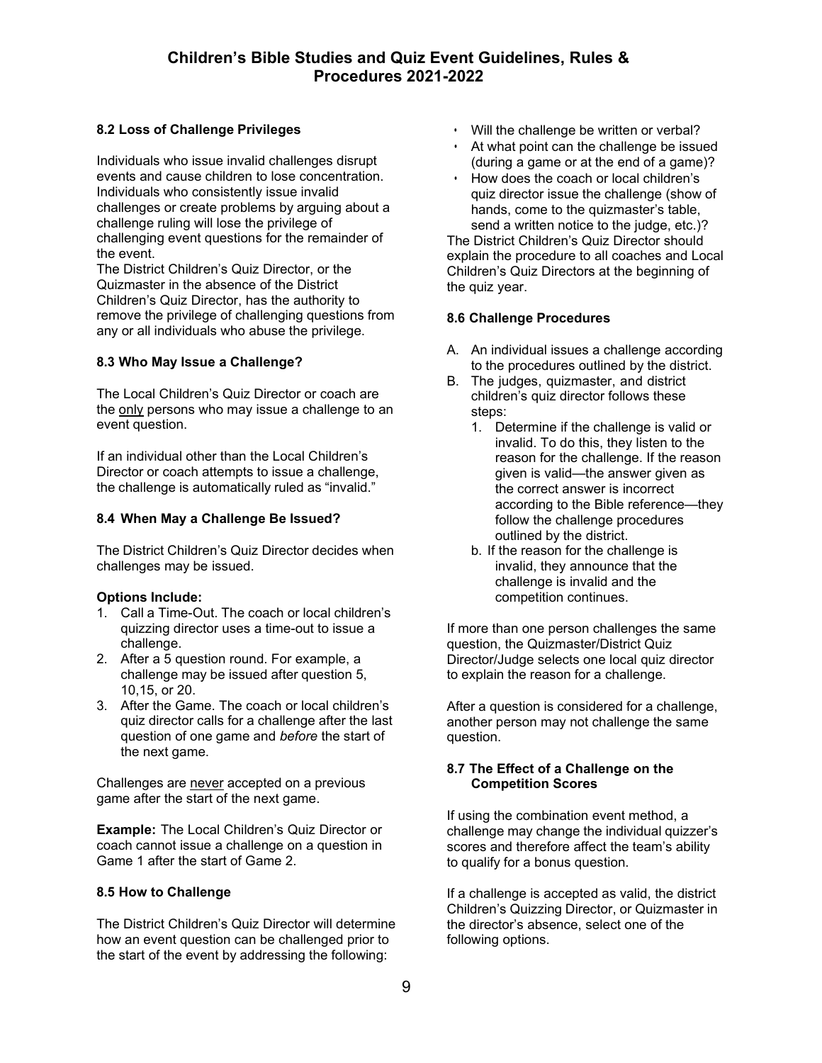## 8.2 Loss of Challenge Privileges

Individuals who issue invalid challenges disrupt events and cause children to lose concentration. Individuals who consistently issue invalid challenges or create problems by arguing about a challenge ruling will lose the privilege of challenging event questions for the remainder of the event.

The District Children's Quiz Director, or the Quizmaster in the absence of the District Children's Quiz Director, has the authority to remove the privilege of challenging questions from any or all individuals who abuse the privilege.

## 8.3 Who May Issue a Challenge?

The Local Children's Quiz Director or coach are the only persons who may issue a challenge to an event question.

If an individual other than the Local Children's Director or coach attempts to issue a challenge, the challenge is automatically ruled as "invalid."

## 8.4 When May a Challenge Be Issued?

The District Children's Quiz Director decides when challenges may be issued.

**Options Include:**

1. Call a Time-Out. The coach or local children's quizzing director uses a time-out to issue a challenge.
2. After a 5 question round. For example, a challenge may be issued after question 5, 10,15, or 20.
3. After the Game. The coach or local children's quiz director calls for a challenge after the last question of one game and *before* the start of the next game.

Challenges are never accepted on a previous game after the start of the next game.

**Example:** The Local Children's Quiz Director or coach cannot issue a challenge on a question in Game 1 after the start of Game 2.

## 8.5 How to Challenge

The District Children's Quiz Director will determine how an event question can be challenged prior to the start of the event by addressing the following:

- Will the challenge be written or verbal?
- At what point can the challenge be issued (during a game or at the end of a game)?
- How does the coach or local children's quiz director issue the challenge (show of hands, come to the quizmaster's table, send a written notice to the judge, etc.)?

The District Children's Quiz Director should explain the procedure to all coaches and Local Children's Quiz Directors at the beginning of the quiz year.

## 8.6 Challenge Procedures

A. An individual issues a challenge according to the procedures outlined by the district.

B. The judges, quizmaster, and district children's quiz director follows these steps:

1. Determine if the challenge is valid or invalid. To do this, they listen to the reason for the challenge. If the reason given is valid—the answer given as the correct answer is incorrect according to the Bible reference—they follow the challenge procedures outlined by the district.

b. If the reason for the challenge is invalid, they announce that the challenge is invalid and the competition continues.

If more than one person challenges the same question, the Quizmaster/District Quiz Director/Judge selects one local quiz director to explain the reason for a challenge.

After a question is considered for a challenge, another person may not challenge the same question.

## 8.7 The Effect of a Challenge on the Competition Scores

If using the combination event method, a challenge may change the individual quizzer's scores and therefore affect the team's ability to qualify for a bonus question.

If a challenge is accepted as valid, the district Children's Quizzing Director, or Quizmaster in the director's absence, select one of the following options.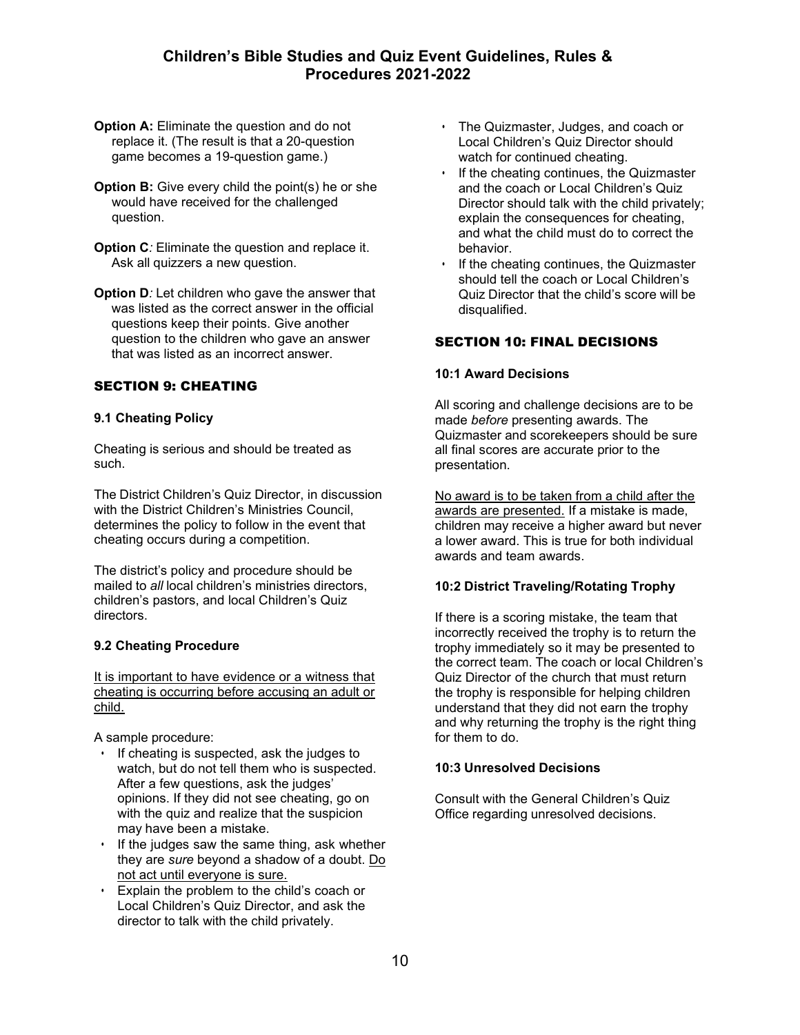**Option A:** Eliminate the question and do not replace it. (The result is that a 20-question game becomes a 19-question game.)

**Option B:** Give every child the point(s) he or she would have received for the challenged question.

**Option C***:* Eliminate the question and replace it. Ask all quizzers a new question.

**Option D***:* Let children who gave the answer that was listed as the correct answer in the official questions keep their points. Give another question to the children who gave an answer that was listed as an incorrect answer.

## SECTION 9: CHEATING

### 9.1 Cheating Policy

Cheating is serious and should be treated as such.

The District Children's Quiz Director, in discussion with the District Children's Ministries Council, determines the policy to follow in the event that cheating occurs during a competition.

The district's policy and procedure should be mailed to *all* local children's ministries directors, children's pastors, and local Children's Quiz directors.

### 9.2 Cheating Procedure

<u>It is important to have evidence or a witness that cheating is occurring before accusing an adult or child.</u>

A sample procedure:

- If cheating is suspected, ask the judges to watch, but do not tell them who is suspected. After a few questions, ask the judges' opinions. If they did not see cheating, go on with the quiz and realize that the suspicion may have been a mistake.
- If the judges saw the same thing, ask whether they are *sure* beyond a shadow of a doubt. <u>Do not act until everyone is sure.</u>
- Explain the problem to the child's coach or Local Children's Quiz Director, and ask the director to talk with the child privately.
- The Quizmaster, Judges, and coach or Local Children's Quiz Director should watch for continued cheating.
- If the cheating continues, the Quizmaster and the coach or Local Children's Quiz Director should talk with the child privately; explain the consequences for cheating, and what the child must do to correct the behavior.
- If the cheating continues, the Quizmaster should tell the coach or Local Children's Quiz Director that the child's score will be disqualified.

## SECTION 10: FINAL DECISIONS

### 10:1 Award Decisions

All scoring and challenge decisions are to be made *before* presenting awards. The Quizmaster and scorekeepers should be sure all final scores are accurate prior to the presentation.

<u>No award is to be taken from a child after the awards are presented.</u> If a mistake is made, children may receive a higher award but never a lower award. This is true for both individual awards and team awards.

### 10:2 District Traveling/Rotating Trophy

If there is a scoring mistake, the team that incorrectly received the trophy is to return the trophy immediately so it may be presented to the correct team. The coach or local Children's Quiz Director of the church that must return the trophy is responsible for helping children understand that they did not earn the trophy and why returning the trophy is the right thing for them to do.

### 10:3 Unresolved Decisions

Consult with the General Children's Quiz Office regarding unresolved decisions.